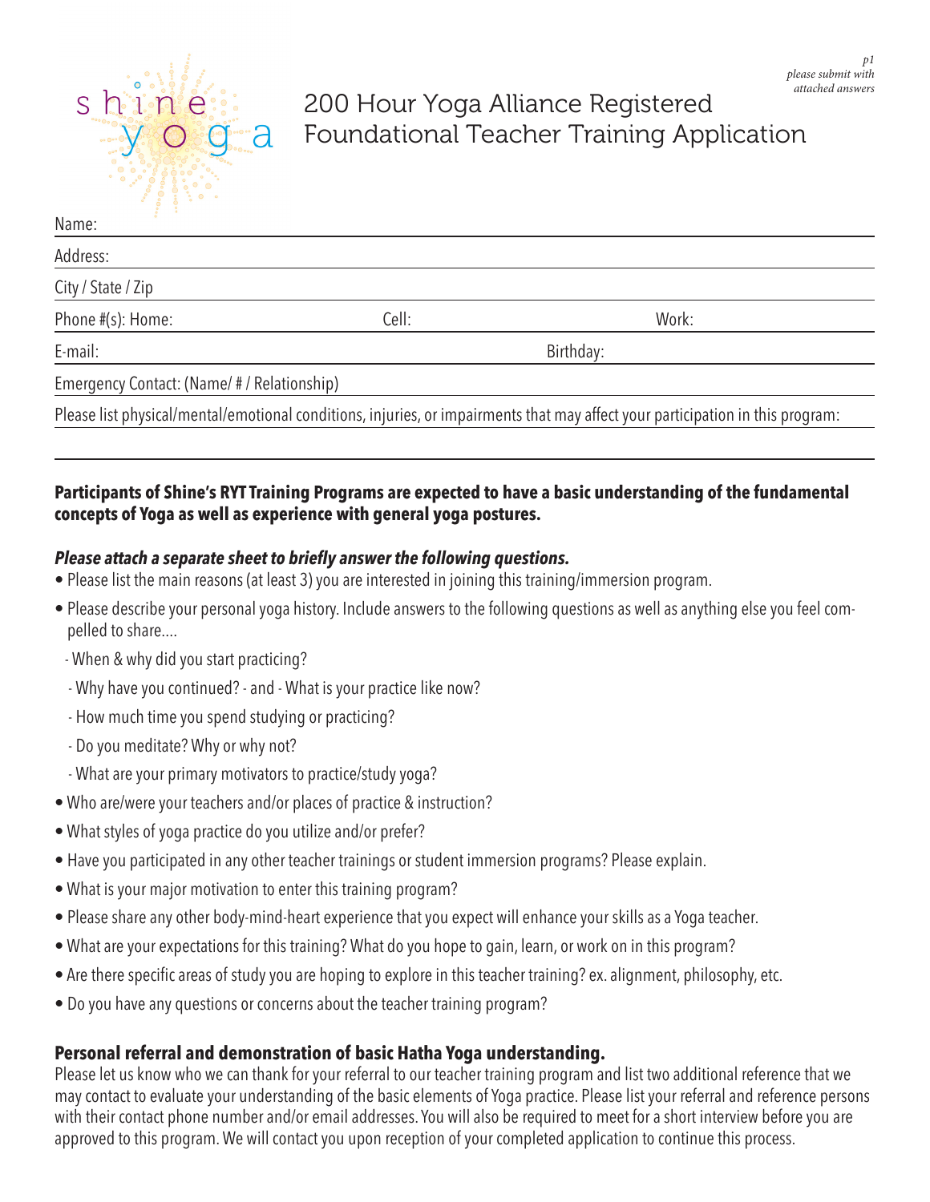*please submit with attached answers*

shine yoga

# 200 Hour Yoga Alliance Registered Foundational Teacher Training Application

Name:

Address:

City / State / Zip

Phone #(s): Home: Cell: Work:

E-mail: Birthday:

Emergency Contact: (Name/ # / Relationship)

Please list physical/mental/emotional conditions, injuries, or impairments that may affect your participation in this program:

**Participants of Shine's RYT Training Programs are expected to have a basic understanding of the fundamental concepts of Yoga as well as experience with general yoga postures.**

***Please attach a separate sheet to briefly answer the following questions.***

- Please list the main reasons (at least 3) you are interested in joining this training/immersion program.
- Please describe your personal yoga history. Include answers to the following questions as well as anything else you feel compelled to share....
  - When & why did you start practicing?
  - Why have you continued? - and - What is your practice like now?
  - How much time you spend studying or practicing?
  - Do you meditate? Why or why not?
  - What are your primary motivators to practice/study yoga?
- Who are/were your teachers and/or places of practice & instruction?
- What styles of yoga practice do you utilize and/or prefer?
- Have you participated in any other teacher trainings or student immersion programs? Please explain.
- What is your major motivation to enter this training program?
- Please share any other body-mind-heart experience that you expect will enhance your skills as a Yoga teacher.
- What are your expectations for this training? What do you hope to gain, learn, or work on in this program?
- Are there specific areas of study you are hoping to explore in this teacher training? ex. alignment, philosophy, etc.
- Do you have any questions or concerns about the teacher training program?

## Personal referral and demonstration of basic Hatha Yoga understanding.

Please let us know who we can thank for your referral to our teacher training program and list two additional reference that we may contact to evaluate your understanding of the basic elements of Yoga practice. Please list your referral and reference persons with their contact phone number and/or email addresses. You will also be required to meet for a short interview before you are approved to this program. We will contact you upon reception of your completed application to continue this process.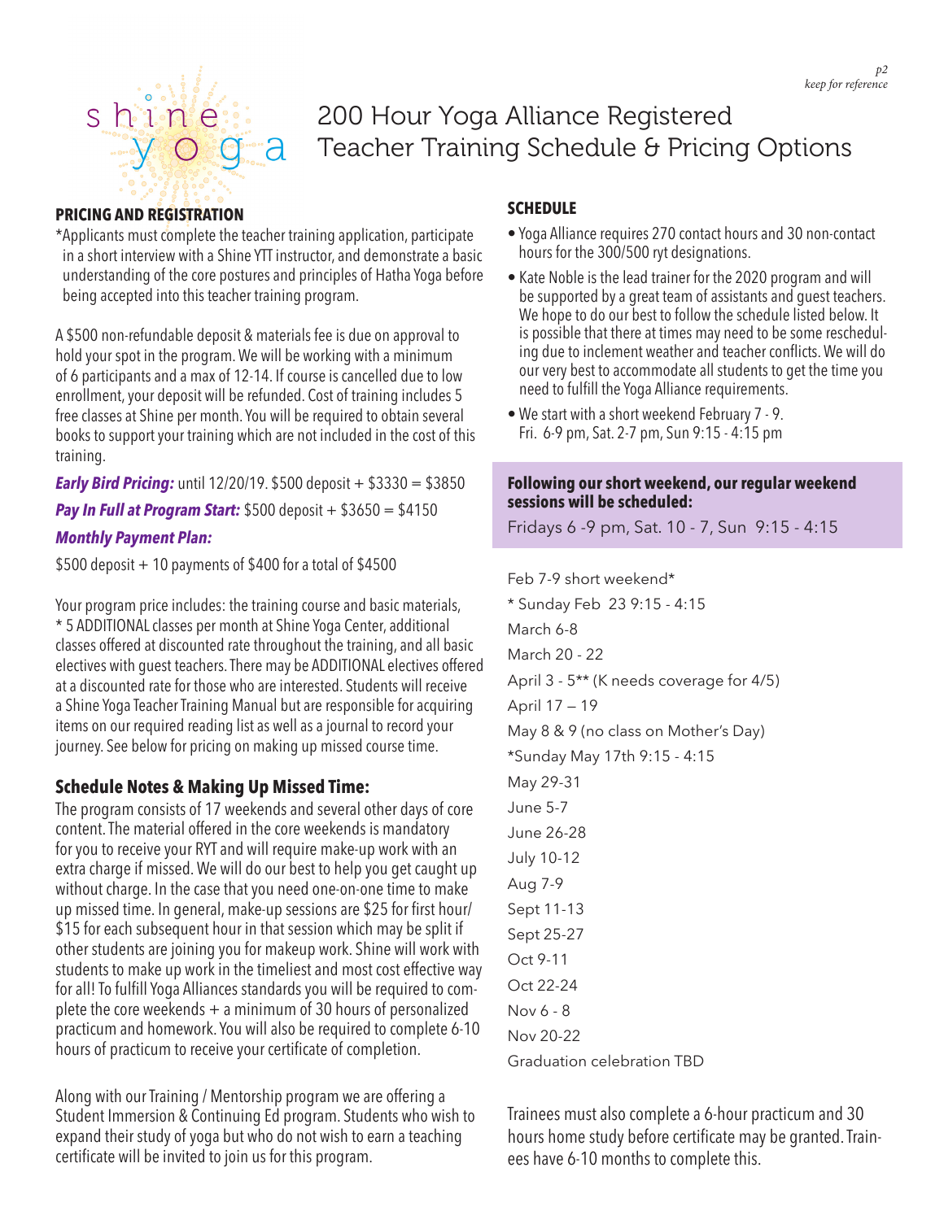# 200 Hour Yoga Alliance Registered Teacher Training Schedule & Pricing Options

## PRICING AND REGISTRATION

*Applicants must complete the teacher training application, participate in a short interview with a Shine YTT instructor, and demonstrate a basic understanding of the core postures and principles of Hatha Yoga before being accepted into this teacher training program.

A $500 non-refundable deposit & materials fee is due on approval to hold your spot in the program. We will be working with a minimum of 6 participants and a max of 12-14. If course is cancelled due to low enrollment, your deposit will be refunded. Cost of training includes 5 free classes at Shine per month. You will be required to obtain several books to support your training which are not included in the cost of this training.

***Early Bird Pricing:*** until 12/20/19. $500 deposit + $3330 = $3850

***Pay In Full at Program Start:*** $500 deposit + $3650 = $4150

***Monthly Payment Plan:***

$500 deposit + 10 payments of $400 for a total of $4500

Your program price includes: the training course and basic materials, * 5 ADDITIONAL classes per month at Shine Yoga Center, additional classes offered at discounted rate throughout the training, and all basic electives with guest teachers. There may be ADDITIONAL electives offered at a discounted rate for those who are interested. Students will receive a Shine Yoga Teacher Training Manual but are responsible for acquiring items on our required reading list as well as a journal to record your journey. See below for pricing on making up missed course time.

### Schedule Notes & Making Up Missed Time:

The program consists of 17 weekends and several other days of core content. The material offered in the core weekends is mandatory for you to receive your RYT and will require make-up work with an extra charge if missed. We will do our best to help you get caught up without charge. In the case that you need one-on-one time to make up missed time. In general, make-up sessions are $25 for first hour/ $15 for each subsequent hour in that session which may be split if other students are joining you for makeup work. Shine will work with students to make up work in the timeliest and most cost effective way for all! To fulfill Yoga Alliances standards you will be required to complete the core weekends + a minimum of 30 hours of personalized practicum and homework. You will also be required to complete 6-10 hours of practicum to receive your certificate of completion.

Along with our Training / Mentorship program we are offering a Student Immersion & Continuing Ed program. Students who wish to expand their study of yoga but who do not wish to earn a teaching certificate will be invited to join us for this program.

## SCHEDULE

- Yoga Alliance requires 270 contact hours and 30 non-contact hours for the 300/500 ryt designations.
- Kate Noble is the lead trainer for the 2020 program and will be supported by a great team of assistants and guest teachers. We hope to do our best to follow the schedule listed below. It is possible that there at times may need to be some rescheduling due to inclement weather and teacher conflicts. We will do our very best to accommodate all students to get the time you need to fulfill the Yoga Alliance requirements.
- We start with a short weekend February 7 - 9. Fri. 6-9 pm, Sat. 2-7 pm, Sun 9:15 - 4:15 pm

**Following our short weekend, our regular weekend sessions will be scheduled:**

Fridays 6 -9 pm, Sat. 10 - 7, Sun 9:15 - 4:15

Feb 7-9 short weekend*
* Sunday Feb 23 9:15 - 4:15
March 6-8
March 20 - 22
April 3 - 5** (K needs coverage for 4/5)
April 17 – 19
May 8 & 9 (no class on Mother's Day)
*Sunday May 17th 9:15 - 4:15
May 29-31
June 5-7
June 26-28
July 10-12
Aug 7-9
Sept 11-13
Sept 25-27
Oct 9-11
Oct 22-24
Nov 6 - 8
Nov 20-22
Graduation celebration TBD

Trainees must also complete a 6-hour practicum and 30 hours home study before certificate may be granted. Trainees have 6-10 months to complete this.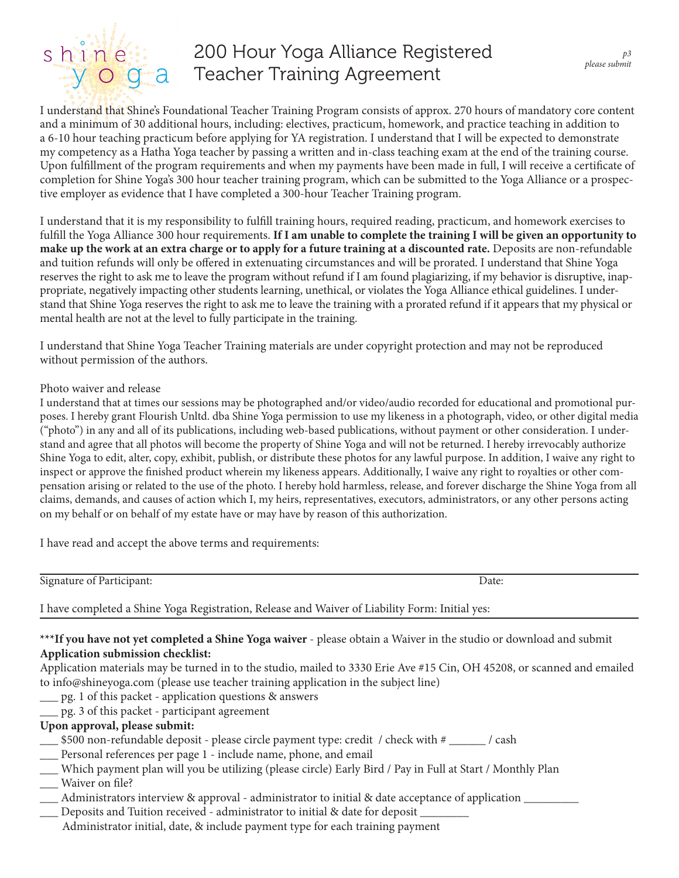shine yoga

# 200 Hour Yoga Alliance Registered Teacher Training Agreement

*please submit*

I understand that Shine's Foundational Teacher Training Program consists of approx. 270 hours of mandatory core content and a minimum of 30 additional hours, including: electives, practicum, homework, and practice teaching in addition to a 6-10 hour teaching practicum before applying for YA registration. I understand that I will be expected to demonstrate my competency as a Hatha Yoga teacher by passing a written and in-class teaching exam at the end of the training course. Upon fulfillment of the program requirements and when my payments have been made in full, I will receive a certificate of completion for Shine Yoga's 300 hour teacher training program, which can be submitted to the Yoga Alliance or a prospective employer as evidence that I have completed a 300-hour Teacher Training program.

I understand that it is my responsibility to fulfill training hours, required reading, practicum, and homework exercises to fulfill the Yoga Alliance 300 hour requirements. **If I am unable to complete the training I will be given an opportunity to make up the work at an extra charge or to apply for a future training at a discounted rate.** Deposits are non-refundable and tuition refunds will only be offered in extenuating circumstances and will be prorated. I understand that Shine Yoga reserves the right to ask me to leave the program without refund if I am found plagiarizing, if my behavior is disruptive, inappropriate, negatively impacting other students learning, unethical, or violates the Yoga Alliance ethical guidelines. I understand that Shine Yoga reserves the right to ask me to leave the training with a prorated refund if it appears that my physical or mental health are not at the level to fully participate in the training.

I understand that Shine Yoga Teacher Training materials are under copyright protection and may not be reproduced without permission of the authors.

Photo waiver and release

I understand that at times our sessions may be photographed and/or video/audio recorded for educational and promotional purposes. I hereby grant Flourish Unltd. dba Shine Yoga permission to use my likeness in a photograph, video, or other digital media ("photo") in any and all of its publications, including web-based publications, without payment or other consideration. I understand and agree that all photos will become the property of Shine Yoga and will not be returned. I hereby irrevocably authorize Shine Yoga to edit, alter, copy, exhibit, publish, or distribute these photos for any lawful purpose. In addition, I waive any right to inspect or approve the finished product wherein my likeness appears. Additionally, I waive any right to royalties or other compensation arising or related to the use of the photo. I hereby hold harmless, release, and forever discharge the Shine Yoga from all claims, demands, and causes of action which I, my heirs, representatives, executors, administrators, or any other persons acting on my behalf or on behalf of my estate have or may have by reason of this authorization.

I have read and accept the above terms and requirements:

Signature of Participant: Date:

I have completed a Shine Yoga Registration, Release and Waiver of Liability Form: Initial yes:

***__If you have not yet completed a Shine Yoga waiver__** - please obtain a Waiver in the studio or download and submit

**Application submission checklist:**

Application materials may be turned in to the studio, mailed to 3330 Erie Ave #15 Cin, OH 45208, or scanned and emailed to info@shineyoga.com (please use teacher training application in the subject line)

___ pg. 1 of this packet - application questions & answers
___ pg. 3 of this packet - participant agreement

**Upon approval, please submit:**

___ $500 non-refundable deposit - please circle payment type: credit / check with # ______ / cash
___ Personal references per page 1 - include name, phone, and email
___ Which payment plan will you be utilizing (please circle) Early Bird / Pay in Full at Start / Monthly Plan
___ Waiver on file?
___ Administrators interview & approval - administrator to initial & date acceptance of application _________
___ Deposits and Tuition received - administrator to initial & date for deposit ________
Administrator initial, date, & include payment type for each training payment